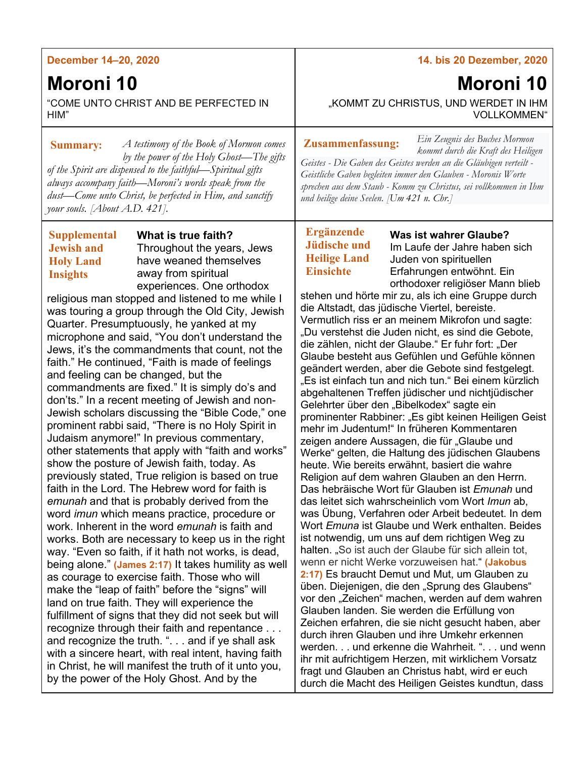**December 14–20, 2020**

# Moroni 10

“COME UNTO CHRIST AND BE PERFECTED IN HIM”

**Summary:** *A testimony of the Book of Mormon comes by the power of the Holy Ghost—The gifts of the Spirit are dispensed to the faithful—Spiritual gifts always accompany faith—Moroni’s words speak from the dust—Come unto Christ, be perfected in Him, and sanctify your souls. [About A.D. 421].*

**Supplemental Jewish and Holy Land Insights**

**What is true faith?**

Throughout the years, Jews have weaned themselves away from spiritual experiences. One orthodox religious man stopped and listened to me while I was touring a group through the Old City, Jewish Quarter. Presumptuously, he yanked at my microphone and said, “You don’t understand the Jews, it’s the commandments that count, not the faith.” He continued, “Faith is made of feelings and feeling can be changed, but the commandments are fixed.” It is simply do’s and don’ts.” In a recent meeting of Jewish and non-Jewish scholars discussing the “Bible Code,” one prominent rabbi said, “There is no Holy Spirit in Judaism anymore!” In previous commentary, other statements that apply with “faith and works” show the posture of Jewish faith, today. As previously stated, True religion is based on true faith in the Lord. The Hebrew word for faith is *emunah* and that is probably derived from the word *imun* which means practice, procedure or work. Inherent in the word *emunah* is faith and works. Both are necessary to keep us in the right way. “Even so faith, if it hath not works, is dead, being alone.” **(James 2:17)** It takes humility as well as courage to exercise faith. Those who will make the “leap of faith” before the “signs” will land on true faith. They will experience the fulfillment of signs that they did not seek but will recognize through their faith and repentance . . . and recognize the truth. “. . . and if ye shall ask with a sincere heart, with real intent, having faith in Christ, he will manifest the truth of it unto you, by the power of the Holy Ghost. And by the

---

**14. bis 20 Dezember, 2020**

# Moroni 10

„KOMMT ZU CHRISTUS, UND WERDET IN IHM VOLLKOMMEN“

**Zusammenfassung:** *Ein Zeugnis des Buches Mormon kommt durch die Kraft des Heiligen Geistes - Die Gaben des Geistes werden an die Gläubigen verteilt - Geistliche Gaben begleiten immer den Glauben - Moronis Worte sprechen aus dem Staub - Komm zu Christus, sei vollkommen in Ihm und heilige deine Seelen. [Um 421 n. Chr.]*

**Ergänzende Jüdische und Heilige Land Einsichte**

**Was ist wahrer Glaube?**

Im Laufe der Jahre haben sich Juden von spirituellen Erfahrungen entwöhnt. Ein orthodoxer religiöser Mann blieb stehen und hörte mir zu, als ich eine Gruppe durch die Altstadt, das jüdische Viertel, bereiste. Vermutlich riss er an meinem Mikrofon und sagte: „Du verstehst die Juden nicht, es sind die Gebote, die zählen, nicht der Glaube.“ Er fuhr fort: „Der Glaube besteht aus Gefühlen und Gefühle können geändert werden, aber die Gebote sind festgelegt. „Es ist einfach tun and nich tun.“ Bei einem kürzlich abgehaltenen Treffen jüdischer und nichtjüdischer Gelehrter über den „Bibelkodex“ sagte ein prominenter Rabbiner: „Es gibt keinen Heiligen Geist mehr im Judentum!“ In früheren Kommentaren zeigen andere Aussagen, die für „Glaube und Werke“ gelten, die Haltung des jüdischen Glaubens heute. Wie bereits erwähnt, basiert die wahre Religion auf dem wahren Glauben an den Herrn. Das hebräische Wort für Glauben ist *Emunah* und das leitet sich wahrscheinlich vom Wort *Imun* ab, was Übung, Verfahren oder Arbeit bedeutet. In dem Wort *Emuna* ist Glaube und Werk enthalten. Beides ist notwendig, um uns auf dem richtigen Weg zu halten. „So ist auch der Glaube für sich allein tot, wenn er nicht Werke vorzuweisen hat.“ **(Jakobus 2:17)** Es braucht Demut und Mut, um Glauben zu üben. Diejenigen, die den „Sprung des Glaubens“ vor den „Zeichen“ machen, werden auf dem wahren Glauben landen. Sie werden die Erfüllung von Zeichen erfahren, die sie nicht gesucht haben, aber durch ihren Glauben und ihre Umkehr erkennen werden. . . und erkenne die Wahrheit. “. . . und wenn ihr mit aufrichtigem Herzen, mit wirklichem Vorsatz fragt und Glauben an Christus habt, wird er euch durch die Macht des Heiligen Geistes kundtun, dass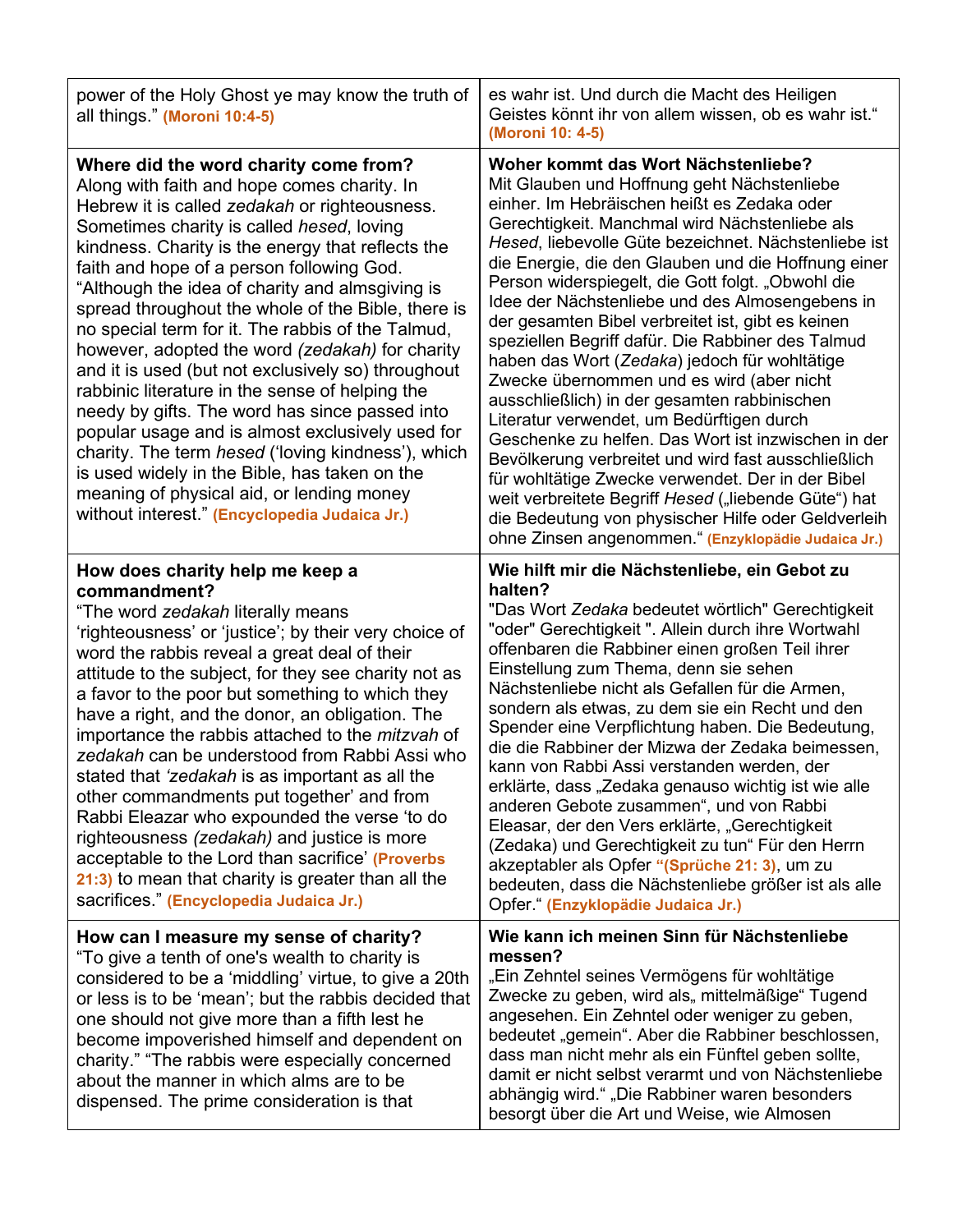| | |
|---|---|
| power of the Holy Ghost ye may know the truth of all things." **(Moroni 10:4-5)** | es wahr ist. Und durch die Macht des Heiligen Geistes könnt ihr von allem wissen, ob es wahr ist." **(Moroni 10: 4-5)** |
| **Where did the word charity come from?** Along with faith and hope comes charity. In Hebrew it is called *zedakah* or righteousness. Sometimes charity is called *hesed*, loving kindness. Charity is the energy that reflects the faith and hope of a person following God. "Although the idea of charity and almsgiving is spread throughout the whole of the Bible, there is no special term for it. The rabbis of the Talmud, however, adopted the word *(zedakah)* for charity and it is used (but not exclusively so) throughout rabbinic literature in the sense of helping the needy by gifts. The word has since passed into popular usage and is almost exclusively used for charity. The term *hesed* ('loving kindness'), which is used widely in the Bible, has taken on the meaning of physical aid, or lending money without interest." **(Encyclopedia Judaica Jr.)** | **Woher kommt das Wort Nächstenliebe?** Mit Glauben und Hoffnung geht Nächstenliebe einher. Im Hebräischen heißt es Zedaka oder Gerechtigkeit. Manchmal wird Nächstenliebe als *Hesed*, liebevolle Güte bezeichnet. Nächstenliebe ist die Energie, die den Glauben und die Hoffnung einer Person widerspiegelt, die Gott folgt. „Obwohl die Idee der Nächstenliebe und des Almosengebens in der gesamten Bibel verbreitet ist, gibt es keinen speziellen Begriff dafür. Die Rabbiner des Talmud haben das Wort (*Zedaka*) jedoch für wohltätige Zwecke übernommen und es wird (aber nicht ausschließlich) in der gesamten rabbinischen Literatur verwendet, um Bedürftigen durch Geschenke zu helfen. Das Wort ist inzwischen in der Bevölkerung verbreitet und wird fast ausschließlich für wohltätige Zwecke verwendet. Der in der Bibel weit verbreitete Begriff *Hesed* („liebende Güte") hat die Bedeutung von physischer Hilfe oder Geldverleih ohne Zinsen angenommen." **(Enzyklopädie Judaica Jr.)** |
| **How does charity help me keep a commandment?** "The word *zedakah* literally means 'righteousness' or 'justice'; by their very choice of word the rabbis reveal a great deal of their attitude to the subject, for they see charity not as a favor to the poor but something to which they have a right, and the donor, an obligation. The importance the rabbis attached to the *mitzvah* of *zedakah* can be understood from Rabbi Assi who stated that *'zedakah* is as important as all the other commandments put together' and from Rabbi Eleazar who expounded the verse 'to do righteousness *(zedakah)* and justice is more acceptable to the Lord than sacrifice' **(Proverbs 21:3)** to mean that charity is greater than all the sacrifices." **(Encyclopedia Judaica Jr.)** | **Wie hilft mir die Nächstenliebe, ein Gebot zu halten?** "Das Wort *Zedaka* bedeutet wörtlich" Gerechtigkeit "oder" Gerechtigkeit ". Allein durch ihre Wortwahl offenbaren die Rabbiner einen großen Teil ihrer Einstellung zum Thema, denn sie sehen Nächstenliebe nicht als Gefallen für die Armen, sondern als etwas, zu dem sie ein Recht und den Spender eine Verpflichtung haben. Die Bedeutung, die die Rabbiner der Mizwa der Zedaka beimessen, kann von Rabbi Assi verstanden werden, der erklärte, dass „Zedaka genauso wichtig ist wie alle anderen Gebote zusammen", und von Rabbi Eleasar, der den Vers erklärte, „Gerechtigkeit (Zedaka) und Gerechtigkeit zu tun" Für den Herrn akzeptabler als Opfer **"(Sprüche 21: 3)**, um zu bedeuten, dass die Nächstenliebe größer ist als alle Opfer." **(Enzyklopädie Judaica Jr.)** |
| **How can I measure my sense of charity?** "To give a tenth of one's wealth to charity is considered to be a 'middling' virtue, to give a 20th or less is to be 'mean'; but the rabbis decided that one should not give more than a fifth lest he become impoverished himself and dependent on charity." "The rabbis were especially concerned about the manner in which alms are to be dispensed. The prime consideration is that | **Wie kann ich meinen Sinn für Nächstenliebe messen?** „Ein Zehntel seines Vermögens für wohltätige Zwecke zu geben, wird als„ mittelmäßige" Tugend angesehen. Ein Zehntel oder weniger zu geben, bedeutet „gemein". Aber die Rabbiner beschlossen, dass man nicht mehr als ein Fünftel geben sollte, damit er nicht selbst verarmt und von Nächstenliebe abhängig wird." „Die Rabbiner waren besonders besorgt über die Art und Weise, wie Almosen |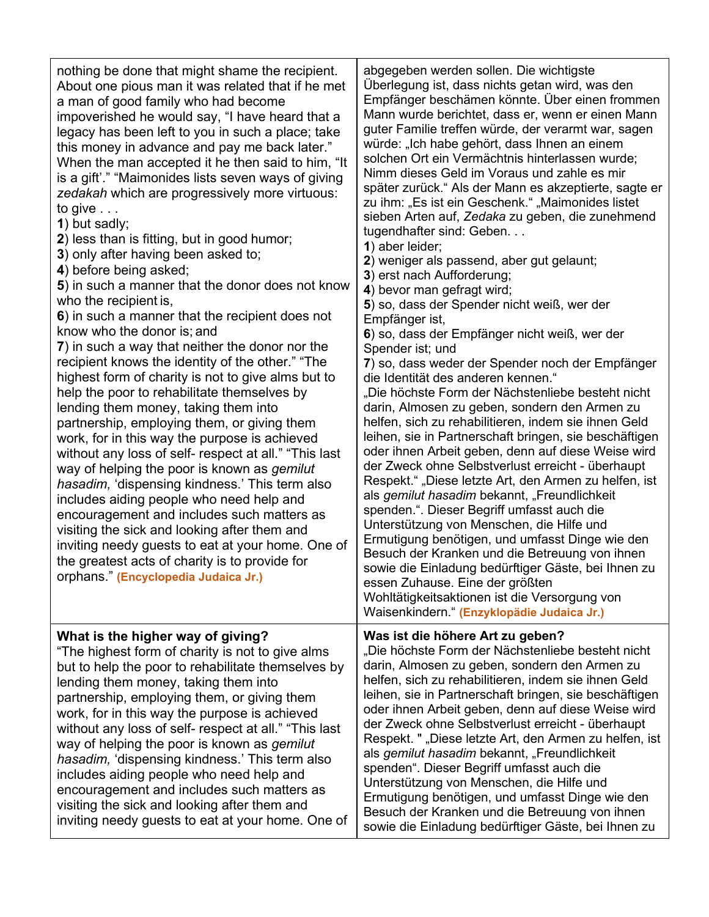| | |
|---|---|
| nothing be done that might shame the recipient. About one pious man it was related that if he met a man of good family who had become impoverished he would say, "I have heard that a legacy has been left to you in such a place; take this money in advance and pay me back later." When the man accepted it he then said to him, "It is a gift'." "Maimonides lists seven ways of giving *zedakah* which are progressively more virtuous: to give . . .<br>**1**) but sadly;<br>**2**) less than is fitting, but in good humor;<br>**3**) only after having been asked to;<br>**4**) before being asked;<br>**5**) in such a manner that the donor does not know who the recipient is,<br>**6**) in such a manner that the recipient does not know who the donor is; and<br>**7**) in such a way that neither the donor nor the recipient knows the identity of the other." "The highest form of charity is not to give alms but to help the poor to rehabilitate themselves by lending them money, taking them into partnership, employing them, or giving them work, for in this way the purpose is achieved without any loss of self- respect at all." "This last way of helping the poor is known as *gemilut hasadim,* 'dispensing kindness.' This term also includes aiding people who need help and encouragement and includes such matters as visiting the sick and looking after them and inviting needy guests to eat at your home. One of the greatest acts of charity is to provide for orphans." **(Encyclopedia Judaica Jr.)** | abgegeben werden sollen. Die wichtigste Überlegung ist, dass nichts getan wird, was den Empfänger beschämen könnte. Über einen frommen Mann wurde berichtet, dass er, wenn er einen Mann guter Familie treffen würde, der verarmt war, sagen würde: „Ich habe gehört, dass Ihnen an einem solchen Ort ein Vermächtnis hinterlassen wurde; Nimm dieses Geld im Voraus und zahle es mir später zurück." Als der Mann es akzeptierte, sagte er zu ihm: „Es ist ein Geschenk." „Maimonides listet sieben Arten auf, *Zedaka* zu geben, die zunehmend tugendhafter sind: Geben. . .<br>**1**) aber leider;<br>**2**) weniger als passend, aber gut gelaunt;<br>**3**) erst nach Aufforderung;<br>**4**) bevor man gefragt wird;<br>**5**) so, dass der Spender nicht weiß, wer der Empfänger ist,<br>**6**) so, dass der Empfänger nicht weiß, wer der Spender ist; und<br>**7**) so, dass weder der Spender noch der Empfänger die Identität des anderen kennen."<br>„Die höchste Form der Nächstenliebe besteht nicht darin, Almosen zu geben, sondern den Armen zu helfen, sich zu rehabilitieren, indem sie ihnen Geld leihen, sie in Partnerschaft bringen, sie beschäftigen oder ihnen Arbeit geben, denn auf diese Weise wird der Zweck ohne Selbstverlust erreicht - überhaupt Respekt." „Diese letzte Art, den Armen zu helfen, ist als *gemilut hasadim* bekannt, „Freundlichkeit spenden.". Dieser Begriff umfasst auch die Unterstützung von Menschen, die Hilfe und Ermutigung benötigen, und umfasst Dinge wie den Besuch der Kranken und die Betreuung von ihnen sowie die Einladung bedürftiger Gäste, bei Ihnen zu essen Zuhause. Eine der größten Wohltätigkeitsaktionen ist die Versorgung von Waisenkindern." **(Enzyklopädie Judaica Jr.)** |
| **What is the higher way of giving?**<br>"The highest form of charity is not to give alms but to help the poor to rehabilitate themselves by lending them money, taking them into partnership, employing them, or giving them work, for in this way the purpose is achieved without any loss of self- respect at all." "This last way of helping the poor is known as *gemilut hasadim,* 'dispensing kindness.' This term also includes aiding people who need help and encouragement and includes such matters as visiting the sick and looking after them and inviting needy guests to eat at your home. One of | **Was ist die höhere Art zu geben?**<br>„Die höchste Form der Nächstenliebe besteht nicht darin, Almosen zu geben, sondern den Armen zu helfen, sich zu rehabilitieren, indem sie ihnen Geld leihen, sie in Partnerschaft bringen, sie beschäftigen oder ihnen Arbeit geben, denn auf diese Weise wird der Zweck ohne Selbstverlust erreicht - überhaupt Respekt. " „Diese letzte Art, den Armen zu helfen, ist als *gemilut hasadim* bekannt, „Freundlichkeit spenden". Dieser Begriff umfasst auch die Unterstützung von Menschen, die Hilfe und Ermutigung benötigen, und umfasst Dinge wie den Besuch der Kranken und die Betreuung von ihnen sowie die Einladung bedürftiger Gäste, bei Ihnen zu |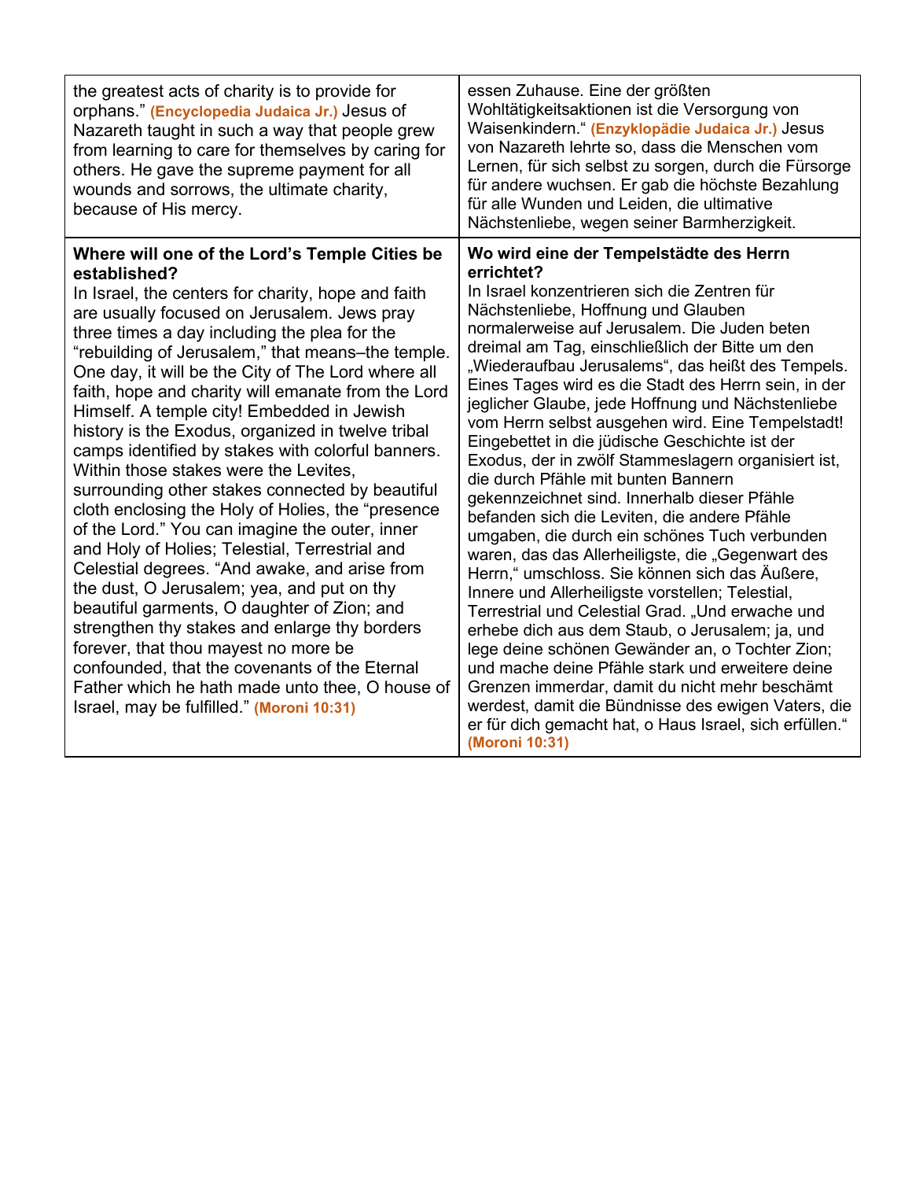| | |
|---|---|
| the greatest acts of charity is to provide for orphans." **(Encyclopedia Judaica Jr.)** Jesus of Nazareth taught in such a way that people grew from learning to care for themselves by caring for others. He gave the supreme payment for all wounds and sorrows, the ultimate charity, because of His mercy. | essen Zuhause. Eine der größten Wohltätigkeitsaktionen ist die Versorgung von Waisenkindern." **(Enzyklopädie Judaica Jr.)** Jesus von Nazareth lehrte so, dass die Menschen vom Lernen, für sich selbst zu sorgen, durch die Fürsorge für andere wuchsen. Er gab die höchste Bezahlung für alle Wunden und Leiden, die ultimative Nächstenliebe, wegen seiner Barmherzigkeit. |
| **Where will one of the Lord's Temple Cities be established?** In Israel, the centers for charity, hope and faith are usually focused on Jerusalem. Jews pray three times a day including the plea for the "rebuilding of Jerusalem," that means–the temple. One day, it will be the City of The Lord where all faith, hope and charity will emanate from the Lord Himself. A temple city! Embedded in Jewish history is the Exodus, organized in twelve tribal camps identified by stakes with colorful banners. Within those stakes were the Levites, surrounding other stakes connected by beautiful cloth enclosing the Holy of Holies, the "presence of the Lord." You can imagine the outer, inner and Holy of Holies; Telestial, Terrestrial and Celestial degrees. "And awake, and arise from the dust, O Jerusalem; yea, and put on thy beautiful garments, O daughter of Zion; and strengthen thy stakes and enlarge thy borders forever, that thou mayest no more be confounded, that the covenants of the Eternal Father which he hath made unto thee, O house of Israel, may be fulfilled." **(Moroni 10:31)** | **Wo wird eine der Tempelstädte des Herrn errichtet?** In Israel konzentrieren sich die Zentren für Nächstenliebe, Hoffnung und Glauben normalerweise auf Jerusalem. Die Juden beten dreimal am Tag, einschließlich der Bitte um den „Wiederaufbau Jerusalems", das heißt des Tempels. Eines Tages wird es die Stadt des Herrn sein, in der jeglicher Glaube, jede Hoffnung und Nächstenliebe vom Herrn selbst ausgehen wird. Eine Tempelstadt! Eingebettet in die jüdische Geschichte ist der Exodus, der in zwölf Stammeslagern organisiert ist, die durch Pfähle mit bunten Bannern gekennzeichnet sind. Innerhalb dieser Pfähle befanden sich die Leviten, die andere Pfähle umgaben, die durch ein schönes Tuch verbunden waren, das das Allerheiligste, die „Gegenwart des Herrn," umschloss. Sie können sich das Äußere, Innere und Allerheiligste vorstellen; Telestial, Terrestrial und Celestial Grad. „Und erwache und erhebe dich aus dem Staub, o Jerusalem; ja, und lege deine schönen Gewänder an, o Tochter Zion; und mache deine Pfähle stark und erweitere deine Grenzen immerdar, damit du nicht mehr beschämt werdest, damit die Bündnisse des ewigen Vaters, die er für dich gemacht hat, o Haus Israel, sich erfüllen." **(Moroni 10:31)** |